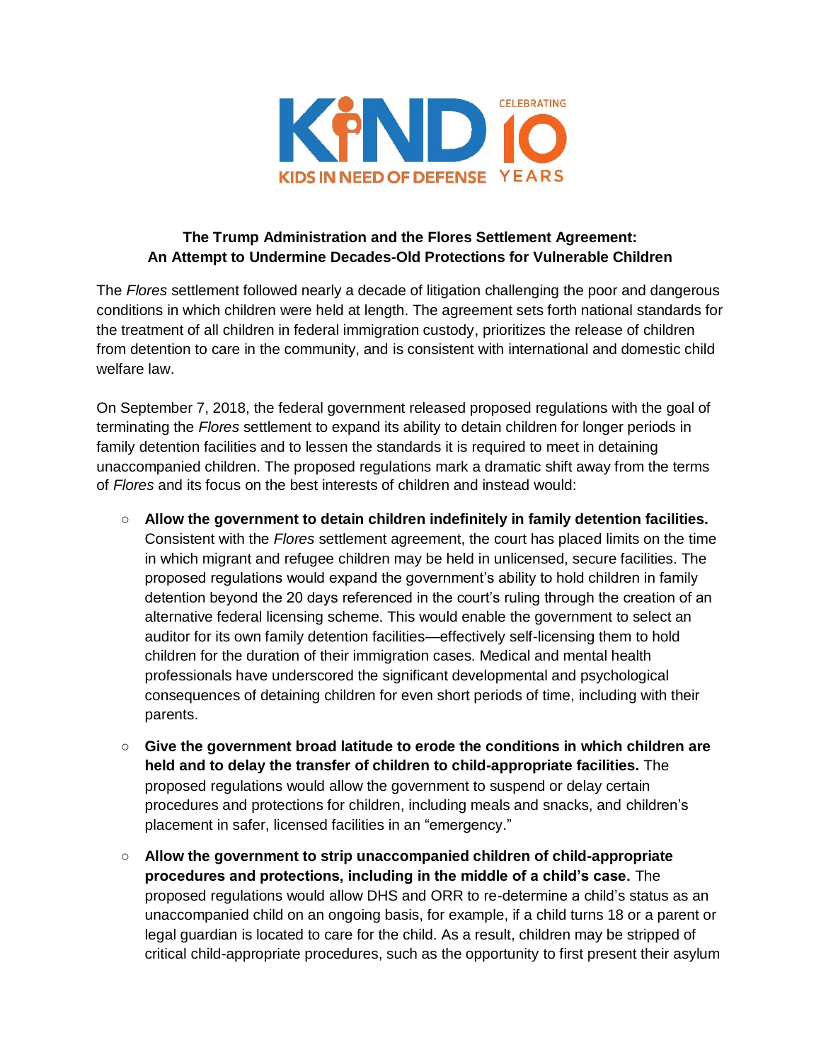KIND CELEBRATING 10 YEARS

KIDS IN NEED OF DEFENSE

**The Trump Administration and the Flores Settlement Agreement:**
**An Attempt to Undermine Decades-Old Protections for Vulnerable Children**

The *Flores* settlement followed nearly a decade of litigation challenging the poor and dangerous conditions in which children were held at length. The agreement sets forth national standards for the treatment of all children in federal immigration custody, prioritizes the release of children from detention to care in the community, and is consistent with international and domestic child welfare law.

On September 7, 2018, the federal government released proposed regulations with the goal of terminating the *Flores* settlement to expand its ability to detain children for longer periods in family detention facilities and to lessen the standards it is required to meet in detaining unaccompanied children. The proposed regulations mark a dramatic shift away from the terms of *Flores* and its focus on the best interests of children and instead would:

- **Allow the government to detain children indefinitely in family detention facilities.** Consistent with the *Flores* settlement agreement, the court has placed limits on the time in which migrant and refugee children may be held in unlicensed, secure facilities. The proposed regulations would expand the government's ability to hold children in family detention beyond the 20 days referenced in the court's ruling through the creation of an alternative federal licensing scheme. This would enable the government to select an auditor for its own family detention facilities—effectively self-licensing them to hold children for the duration of their immigration cases. Medical and mental health professionals have underscored the significant developmental and psychological consequences of detaining children for even short periods of time, including with their parents.
- **Give the government broad latitude to erode the conditions in which children are held and to delay the transfer of children to child-appropriate facilities.** The proposed regulations would allow the government to suspend or delay certain procedures and protections for children, including meals and snacks, and children's placement in safer, licensed facilities in an "emergency."
- **Allow the government to strip unaccompanied children of child-appropriate procedures and protections, including in the middle of a child's case.** The proposed regulations would allow DHS and ORR to re-determine a child's status as an unaccompanied child on an ongoing basis, for example, if a child turns 18 or a parent or legal guardian is located to care for the child. As a result, children may be stripped of critical child-appropriate procedures, such as the opportunity to first present their asylum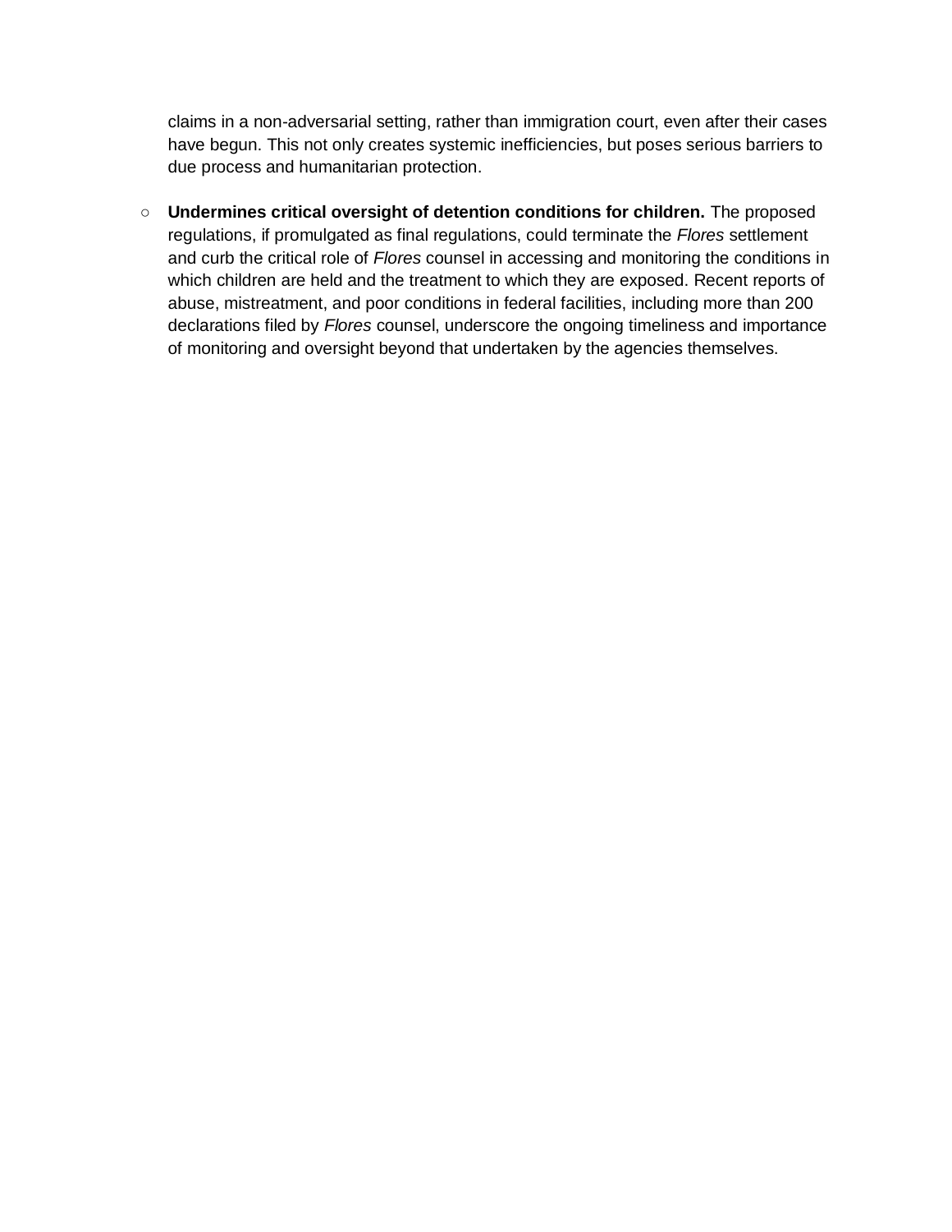claims in a non-adversarial setting, rather than immigration court, even after their cases have begun. This not only creates systemic inefficiencies, but poses serious barriers to due process and humanitarian protection.

- **Undermines critical oversight of detention conditions for children.** The proposed regulations, if promulgated as final regulations, could terminate the *Flores* settlement and curb the critical role of *Flores* counsel in accessing and monitoring the conditions in which children are held and the treatment to which they are exposed. Recent reports of abuse, mistreatment, and poor conditions in federal facilities, including more than 200 declarations filed by *Flores* counsel, underscore the ongoing timeliness and importance of monitoring and oversight beyond that undertaken by the agencies themselves.